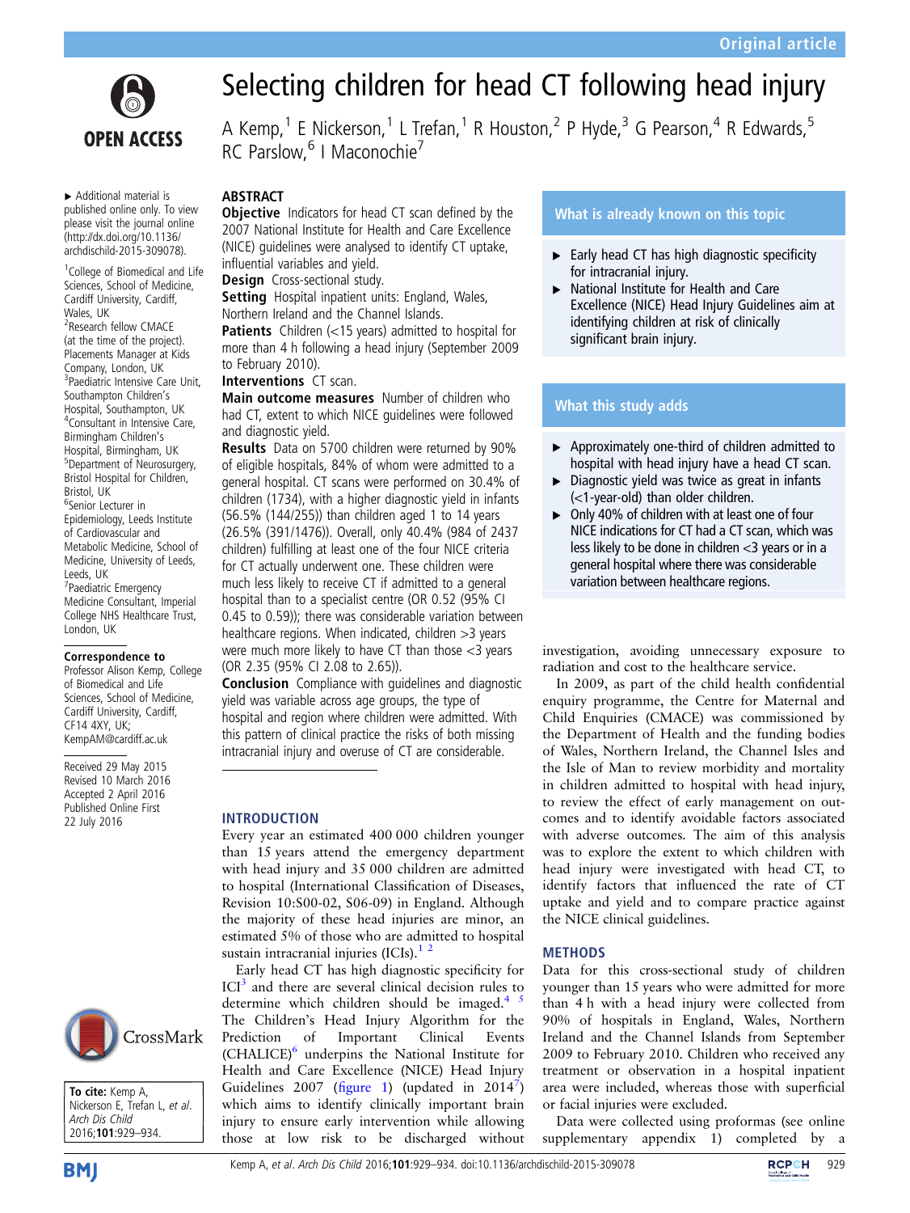Original article

# Selecting children for head CT following head injury

A Kemp,[1] E Nickerson,[1] L Trefan,[1] R Houston,[2] P Hyde,[3] G Pearson,[4] R Edwards,[5] RC Parslow,[6] I Maconochie[7]

▸ Additional material is published online only. To view please visit the journal online (http://dx.doi.org/10.1136/archdischild-2015-309078).

[1]College of Biomedical and Life Sciences, School of Medicine, Cardiff University, Cardiff, Wales, UK
[2]Research fellow CMACE (at the time of the project). Placements Manager at Kids Company, London, UK
[3]Paediatric Intensive Care Unit, Southampton Children's Hospital, Southampton, UK
[4]Consultant in Intensive Care, Birmingham Children's Hospital, Birmingham, UK
[5]Department of Neurosurgery, Bristol Hospital for Children, Bristol, UK
[6]Senior Lecturer in Epidemiology, Leeds Institute of Cardiovascular and Metabolic Medicine, School of Medicine, University of Leeds, Leeds, UK
[7]Paediatric Emergency Medicine Consultant, Imperial College NHS Healthcare Trust, London, UK

**Correspondence to**
Professor Alison Kemp, College of Biomedical and Life Sciences, School of Medicine, Cardiff University, Cardiff, CF14 4XY, UK; KempAM@cardiff.ac.uk

Received 29 May 2015
Revised 10 March 2016
Accepted 2 April 2016
Published Online First 22 July 2016

**To cite:** Kemp A, Nickerson E, Trefan L, et al. *Arch Dis Child* 2016;**101**:929–934.

## ABSTRACT

**Objective** Indicators for head CT scan defined by the 2007 National Institute for Health and Care Excellence (NICE) guidelines were analysed to identify CT uptake, influential variables and yield.

**Design** Cross-sectional study.

**Setting** Hospital inpatient units: England, Wales, Northern Ireland and the Channel Islands.

**Patients** Children (<15 years) admitted to hospital for more than 4 h following a head injury (September 2009 to February 2010).

**Interventions** CT scan.

**Main outcome measures** Number of children who had CT, extent to which NICE guidelines were followed and diagnostic yield.

**Results** Data on 5700 children were returned by 90% of eligible hospitals, 84% of whom were admitted to a general hospital. CT scans were performed on 30.4% of children (1734), with a higher diagnostic yield in infants (56.5% (144/255)) than children aged 1 to 14 years (26.5% (391/1476)). Overall, only 40.4% (984 of 2437 children) fulfilling at least one of the four NICE criteria for CT actually underwent one. These children were much less likely to receive CT if admitted to a general hospital than to a specialist centre (OR 0.52 (95% CI 0.45 to 0.59)); there was considerable variation between healthcare regions. When indicated, children >3 years were much more likely to have CT than those <3 years (OR 2.35 (95% CI 2.08 to 2.65)).

**Conclusion** Compliance with guidelines and diagnostic yield was variable across age groups, the type of hospital and region where children were admitted. With this pattern of clinical practice the risks of both missing intracranial injury and overuse of CT are considerable.

### What is already known on this topic

- ▸ Early head CT has high diagnostic specificity for intracranial injury.
- ▸ National Institute for Health and Care Excellence (NICE) Head Injury Guidelines aim at identifying children at risk of clinically significant brain injury.

### What this study adds

- ▸ Approximately one-third of children admitted to hospital with head injury have a head CT scan.
- ▸ Diagnostic yield was twice as great in infants (<1-year-old) than older children.
- ▸ Only 40% of children with at least one of four NICE indications for CT had a CT scan, which was less likely to be done in children <3 years or in a general hospital where there was considerable variation between healthcare regions.

## INTRODUCTION

Every year an estimated 400 000 children younger than 15 years attend the emergency department with head injury and 35 000 children are admitted to hospital (International Classification of Diseases, Revision 10:S00-02, S06-09) in England. Although the majority of these head injuries are minor, an estimated 5% of those who are admitted to hospital sustain intracranial injuries (ICIs).[1 2]

Early head CT has high diagnostic specificity for ICI[3] and there are several clinical decision rules to determine which children should be imaged.[4 5] The Children's Head Injury Algorithm for the Prediction of Important Clinical Events (CHALICE)[6] underpins the National Institute for Health and Care Excellence (NICE) Head Injury Guidelines 2007 (figure 1) (updated in 2014[7]) which aims to identify clinically important brain injury to ensure early intervention while allowing those at low risk to be discharged without investigation, avoiding unnecessary exposure to radiation and cost to the healthcare service.

In 2009, as part of the child health confidential enquiry programme, the Centre for Maternal and Child Enquiries (CMACE) was commissioned by the Department of Health and the funding bodies of Wales, Northern Ireland, the Channel Isles and the Isle of Man to review morbidity and mortality in children admitted to hospital with head injury, to review the effect of early management on outcomes and to identify avoidable factors associated with adverse outcomes. The aim of this analysis was to explore the extent to which children with head injury were investigated with head CT, to identify factors that influenced the rate of CT uptake and yield and to compare practice against the NICE clinical guidelines.

## METHODS

Data for this cross-sectional study of children younger than 15 years who were admitted for more than 4 h with a head injury were collected from 90% of hospitals in England, Wales, Northern Ireland and the Channel Islands from September 2009 to February 2010. Children who received any treatment or observation in a hospital inpatient area were included, whereas those with superficial or facial injuries were excluded.

Data were collected using proformas (see online supplementary appendix 1) completed by a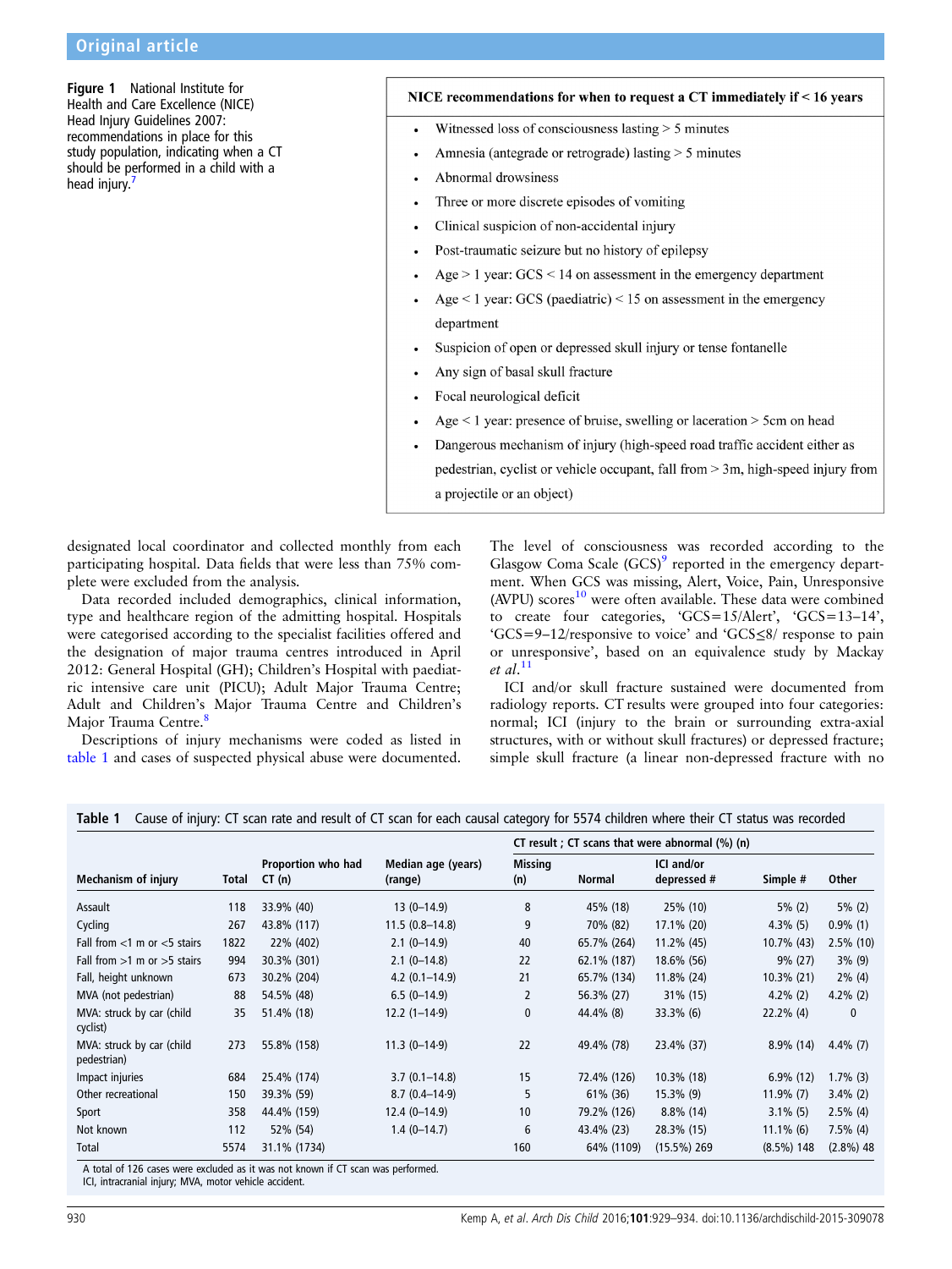**Figure 1** National Institute for Health and Care Excellence (NICE) Head Injury Guidelines 2007: recommendations in place for this study population, indicating when a CT should be performed in a child with a head injury.[7]

**NICE recommendations for when to request a CT immediately if < 16 years**

- Witnessed loss of consciousness lasting > 5 minutes
- Amnesia (antegrade or retrograde) lasting > 5 minutes
- Abnormal drowsiness
- Three or more discrete episodes of vomiting
- Clinical suspicion of non-accidental injury
- Post-traumatic seizure but no history of epilepsy
- Age > 1 year: GCS < 14 on assessment in the emergency department
- Age < 1 year: GCS (paediatric) < 15 on assessment in the emergency department
- Suspicion of open or depressed skull injury or tense fontanelle
- Any sign of basal skull fracture
- Focal neurological deficit
- Age < 1 year: presence of bruise, swelling or laceration > 5cm on head
- Dangerous mechanism of injury (high-speed road traffic accident either as pedestrian, cyclist or vehicle occupant, fall from > 3m, high-speed injury from a projectile or an object)

designated local coordinator and collected monthly from each participating hospital. Data fields that were less than 75% complete were excluded from the analysis.

Data recorded included demographics, clinical information, type and healthcare region of the admitting hospital. Hospitals were categorised according to the specialist facilities offered and the designation of major trauma centres introduced in April 2012: General Hospital (GH); Children's Hospital with paediatric intensive care unit (PICU); Adult Major Trauma Centre; Adult and Children's Major Trauma Centre and Children's Major Trauma Centre.[8]

Descriptions of injury mechanisms were coded as listed in table 1 and cases of suspected physical abuse were documented. The level of consciousness was recorded according to the Glasgow Coma Scale (GCS)[9] reported in the emergency department. When GCS was missing, Alert, Voice, Pain, Unresponsive (AVPU) scores[10] were often available. These data were combined to create four categories, 'GCS=15/Alert', 'GCS=13–14', 'GCS=9–12/responsive to voice' and 'GCS≤8/ response to pain or unresponsive', based on an equivalence study by Mackay *et al*.[11]

ICI and/or skull fracture sustained were documented from radiology reports. CT results were grouped into four categories: normal; ICI (injury to the brain or surrounding extra-axial structures, with or without skull fractures) or depressed fracture; simple skull fracture (a linear non-depressed fracture with no

**Table 1** Cause of injury: CT scan rate and result of CT scan for each causal category for 5574 children where their CT status was recorded

| Mechanism of injury | Total | Proportion who had CT (n) | Median age (years) (range) | CT result ; CT scans that were abnormal (%) (n) | | | | |
|---|---|---|---|---|---|---|---|---|
| | | | | Missing (n) | Normal | ICI and/or depressed # | Simple # | Other |
| Assault | 118 | 33.9% (40) | 13 (0–14.9) | 8 | 45% (18) | 25% (10) | 5% (2) | 5% (2) |
| Cycling | 267 | 43.8% (117) | 11.5 (0.8–14.8) | 9 | 70% (82) | 17.1% (20) | 4.3% (5) | 0.9% (1) |
| Fall from <1 m or <5 stairs | 1822 | 22% (402) | 2.1 (0–14.9) | 40 | 65.7% (264) | 11.2% (45) | 10.7% (43) | 2.5% (10) |
| Fall from >1 m or >5 stairs | 994 | 30.3% (301) | 2.1 (0–14.8) | 22 | 62.1% (187) | 18.6% (56) | 9% (27) | 3% (9) |
| Fall, height unknown | 673 | 30.2% (204) | 4.2 (0.1–14.9) | 21 | 65.7% (134) | 11.8% (24) | 10.3% (21) | 2% (4) |
| MVA (not pedestrian) | 88 | 54.5% (48) | 6.5 (0–14.9) | 2 | 56.3% (27) | 31% (15) | 4.2% (2) | 4.2% (2) |
| MVA: struck by car (child cyclist) | 35 | 51.4% (18) | 12.2 (1–14·9) | 0 | 44.4% (8) | 33.3% (6) | 22.2% (4) | 0 |
| MVA: struck by car (child pedestrian) | 273 | 55.8% (158) | 11.3 (0–14.9) | 22 | 49.4% (78) | 23.4% (37) | 8.9% (14) | 4.4% (7) |
| Impact injuries | 684 | 25.4% (174) | 3.7 (0.1–14.8) | 15 | 72.4% (126) | 10.3% (18) | 6.9% (12) | 1.7% (3) |
| Other recreational | 150 | 39.3% (59) | 8.7 (0.4–14·9) | 5 | 61% (36) | 15.3% (9) | 11.9% (7) | 3.4% (2) |
| Sport | 358 | 44.4% (159) | 12.4 (0–14.9) | 10 | 79.2% (126) | 8.8% (14) | 3.1% (5) | 2.5% (4) |
| Not known | 112 | 52% (54) | 1.4 (0–14.7) | 6 | 43.4% (23) | 28.3% (15) | 11.1% (6) | 7.5% (4) |
| Total | 5574 | 31.1% (1734) | | 160 | 64% (1109) | (15.5%) 269 | (8.5%) 148 | (2.8%) 48 |

A total of 126 cases were excluded as it was not known if CT scan was performed.
ICI, intracranial injury; MVA, motor vehicle accident.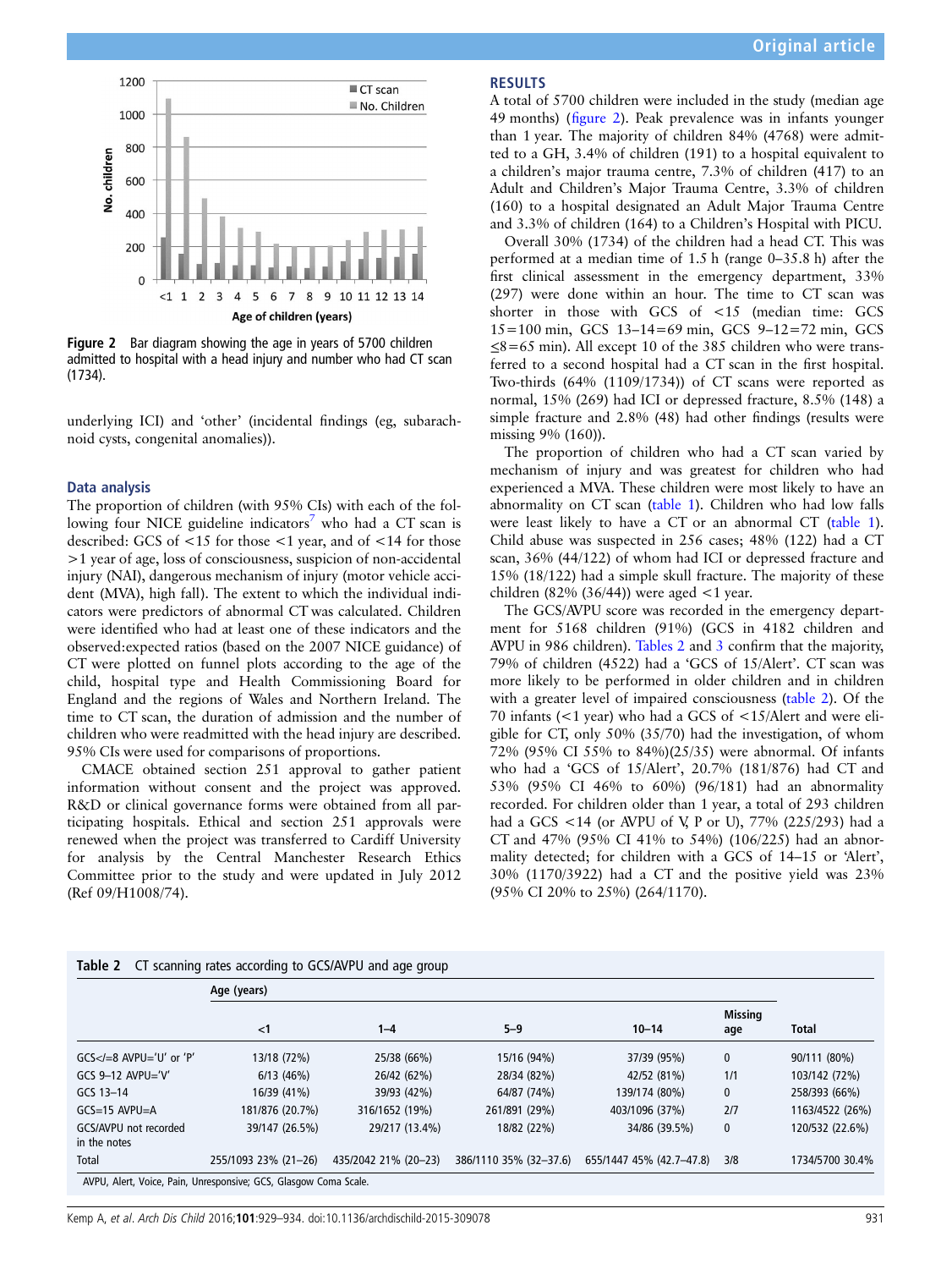Figure 2 Bar diagram showing the age in years of 5700 children admitted to hospital with a head injury and number who had CT scan (1734).

underlying ICI) and 'other' (incidental findings (eg, subarachnoid cysts, congenital anomalies)).

### Data analysis

The proportion of children (with 95% CIs) with each of the following four NICE guideline indicators[7] who had a CT scan is described: GCS of <15 for those <1 year, and of <14 for those >1 year of age, loss of consciousness, suspicion of non-accidental injury (NAI), dangerous mechanism of injury (motor vehicle accident (MVA), high fall). The extent to which the individual indicators were predictors of abnormal CT was calculated. Children were identified who had at least one of these indicators and the observed:expected ratios (based on the 2007 NICE guidance) of CT were plotted on funnel plots according to the age of the child, hospital type and Health Commissioning Board for England and the regions of Wales and Northern Ireland. The time to CT scan, the duration of admission and the number of children who were readmitted with the head injury are described. 95% CIs were used for comparisons of proportions.

CMACE obtained section 251 approval to gather patient information without consent and the project was approved. R&D or clinical governance forms were obtained from all participating hospitals. Ethical and section 251 approvals were renewed when the project was transferred to Cardiff University for analysis by the Central Manchester Research Ethics Committee prior to the study and were updated in July 2012 (Ref 09/H1008/74).

## RESULTS

A total of 5700 children were included in the study (median age 49 months) (figure 2). Peak prevalence was in infants younger than 1 year. The majority of children 84% (4768) were admitted to a GH, 3.4% of children (191) to a hospital equivalent to a children's major trauma centre, 7.3% of children (417) to an Adult and Children's Major Trauma Centre, 3.3% of children (160) to a hospital designated an Adult Major Trauma Centre and 3.3% of children (164) to a Children's Hospital with PICU.

Overall 30% (1734) of the children had a head CT. This was performed at a median time of 1.5 h (range 0–35.8 h) after the first clinical assessment in the emergency department, 33% (297) were done within an hour. The time to CT scan was shorter in those with GCS of <15 (median time: GCS 15=100 min, GCS 13–14=69 min, GCS 9–12=72 min, GCS ≤8=65 min). All except 10 of the 385 children who were transferred to a second hospital had a CT scan in the first hospital. Two-thirds (64% (1109/1734)) of CT scans were reported as normal, 15% (269) had ICI or depressed fracture, 8.5% (148) a simple fracture and 2.8% (48) had other findings (results were missing 9% (160)).

The proportion of children who had a CT scan varied by mechanism of injury and was greatest for children who had experienced a MVA. These children were most likely to have an abnormality on CT scan (table 1). Children who had low falls were least likely to have a CT or an abnormal CT (table 1). Child abuse was suspected in 256 cases; 48% (122) had a CT scan, 36% (44/122) of whom had ICI or depressed fracture and 15% (18/122) had a simple skull fracture. The majority of these children (82% (36/44)) were aged <1 year.

The GCS/AVPU score was recorded in the emergency department for 5168 children (91%) (GCS in 4182 children and AVPU in 986 children). Tables 2 and 3 confirm that the majority, 79% of children (4522) had a 'GCS of 15/Alert'. CT scan was more likely to be performed in older children and in children with a greater level of impaired consciousness (table 2). Of the 70 infants (<1 year) who had a GCS of <15/Alert and were eligible for CT, only 50% (35/70) had the investigation, of whom 72% (95% CI 55% to 84%)(25/35) were abnormal. Of infants who had a 'GCS of 15/Alert', 20.7% (181/876) had CT and 53% (95% CI 46% to 60%) (96/181) had an abnormality recorded. For children older than 1 year, a total of 293 children had a GCS <14 (or AVPU of V, P or U), 77% (225/293) had a CT and 47% (95% CI 41% to 54%) (106/225) had an abnormality detected; for children with a GCS of 14–15 or 'Alert', 30% (1170/3922) had a CT and the positive yield was 23% (95% CI 20% to 25%) (264/1170).

**Table 2** CT scanning rates according to GCS/AVPU and age group

| | Age (years) | | | | | |
|---|---|---|---|---|---|---|
| | <1 | 1–4 | 5–9 | 10–14 | Missing age | Total |
| GCS</=8 AVPU='U' or 'P' | 13/18 (72%) | 25/38 (66%) | 15/16 (94%) | 37/39 (95%) | 0 | 90/111 (80%) |
| GCS 9–12 AVPU='V' | 6/13 (46%) | 26/42 (62%) | 28/34 (82%) | 42/52 (81%) | 1/1 | 103/142 (72%) |
| GCS 13–14 | 16/39 (41%) | 39/93 (42%) | 64/87 (74%) | 139/174 (80%) | 0 | 258/393 (66%) |
| GCS=15 AVPU=A | 181/876 (20.7%) | 316/1652 (19%) | 261/891 (29%) | 403/1096 (37%) | 2/7 | 1163/4522 (26%) |
| GCS/AVPU not recorded in the notes | 39/147 (26.5%) | 29/217 (13.4%) | 18/82 (22%) | 34/86 (39.5%) | 0 | 120/532 (22.6%) |
| Total | 255/1093 23% (21–26) | 435/2042 21% (20–23) | 386/1110 35% (32–37.6) | 655/1447 45% (42.7–47.8) | 3/8 | 1734/5700 30.4% |

AVPU, Alert, Voice, Pain, Unresponsive; GCS, Glasgow Coma Scale.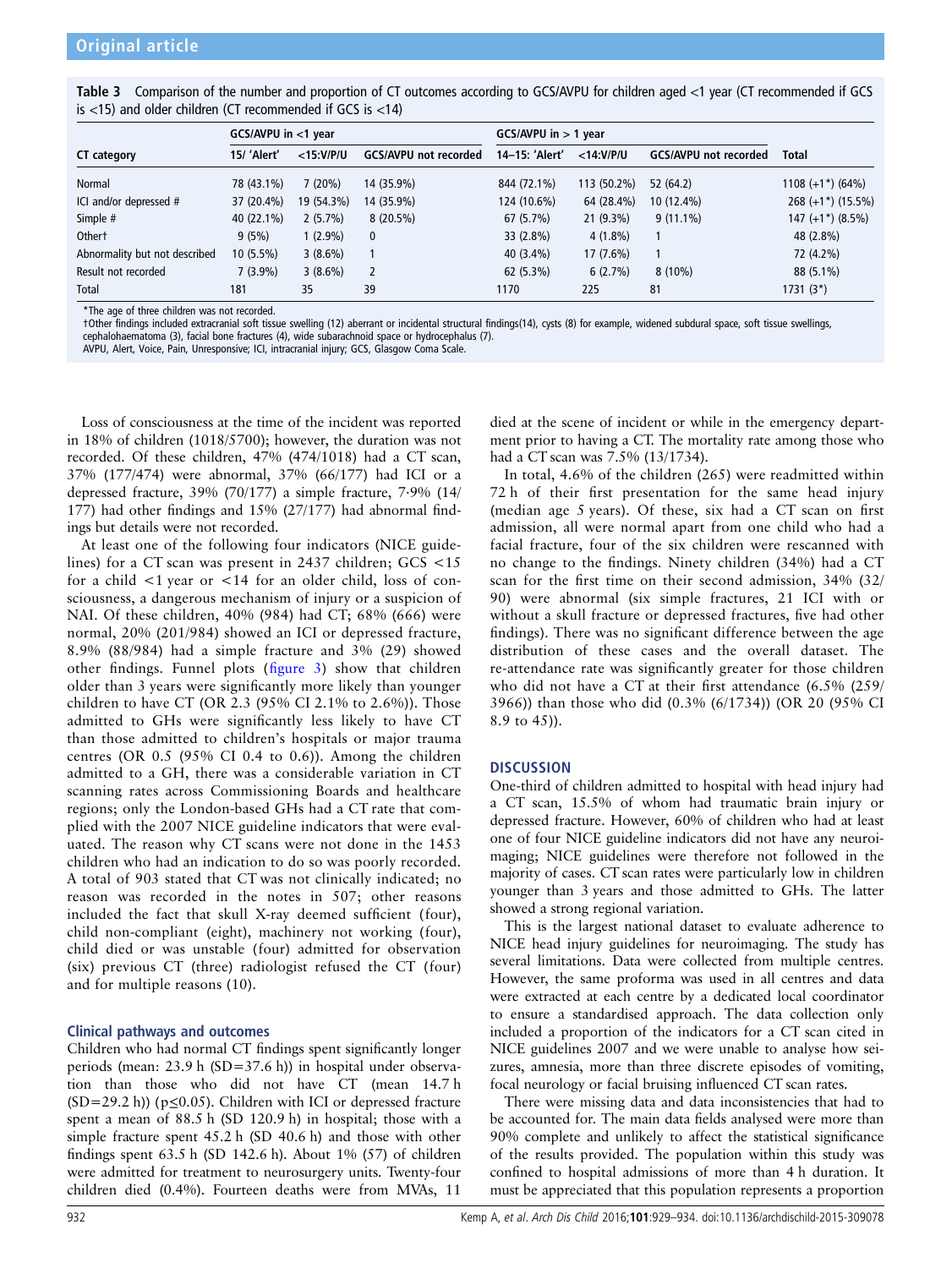**Table 3** Comparison of the number and proportion of CT outcomes according to GCS/AVPU for children aged <1 year (CT recommended if GCS is <15) and older children (CT recommended if GCS is <14)

| | GCS/AVPU in <1 year | | | GCS/AVPU in > 1 year | | | |
|---|---|---|---|---|---|---|---|
| CT category | 15/ 'Alert' | <15:V/P/U | GCS/AVPU not recorded | 14–15: 'Alert' | <14:V/P/U | GCS/AVPU not recorded | Total |
| Normal | 78 (43.1%) | 7 (20%) | 14 (35.9%) | 844 (72.1%) | 113 (50.2%) | 52 (64.2) | 1108 (+1*) (64%) |
| ICI and/or depressed # | 37 (20.4%) | 19 (54.3%) | 14 (35.9%) | 124 (10.6%) | 64 (28.4%) | 10 (12.4%) | 268 (+1*) (15.5%) |
| Simple # | 40 (22.1%) | 2 (5.7%) | 8 (20.5%) | 67 (5.7%) | 21 (9.3%) | 9 (11.1%) | 147 (+1*) (8.5%) |
| Other† | 9 (5%) | 1 (2.9%) | 0 | 33 (2.8%) | 4 (1.8%) | 1 | 48 (2.8%) |
| Abnormality but not described | 10 (5.5%) | 3 (8.6%) | 1 | 40 (3.4%) | 17 (7.6%) | 1 | 72 (4.2%) |
| Result not recorded | 7 (3.9%) | 3 (8.6%) | 2 | 62 (5.3%) | 6 (2.7%) | 8 (10%) | 88 (5.1%) |
| Total | 181 | 35 | 39 | 1170 | 225 | 81 | 1731 (3*) |

*The age of three children was not recorded.
†Other findings included extracranial soft tissue swelling (12) aberrant or incidental structural findings(14), cysts (8) for example, widened subdural space, soft tissue swellings, cephalohaematoma (3), facial bone fractures (4), wide subarachnoid space or hydrocephalus (7).
AVPU, Alert, Voice, Pain, Unresponsive; ICI, intracranial injury; GCS, Glasgow Coma Scale.

Loss of consciousness at the time of the incident was reported in 18% of children (1018/5700); however, the duration was not recorded. Of these children, 47% (474/1018) had a CT scan, 37% (177/474) were abnormal, 37% (66/177) had ICI or a depressed fracture, 39% (70/177) a simple fracture, 7·9% (14/177) had other findings and 15% (27/177) had abnormal findings but details were not recorded.

At least one of the following four indicators (NICE guidelines) for a CT scan was present in 2437 children; GCS <15 for a child <1 year or <14 for an older child, loss of consciousness, a dangerous mechanism of injury or a suspicion of NAI. Of these children, 40% (984) had CT; 68% (666) were normal, 20% (201/984) showed an ICI or depressed fracture, 8.9% (88/984) had a simple fracture and 3% (29) showed other findings. Funnel plots (figure 3) show that children older than 3 years were significantly more likely than younger children to have CT (OR 2.3 (95% CI 2.1% to 2.6%)). Those admitted to GHs were significantly less likely to have CT than those admitted to children's hospitals or major trauma centres (OR 0.5 (95% CI 0.4 to 0.6)). Among the children admitted to a GH, there was a considerable variation in CT scanning rates across Commissioning Boards and healthcare regions; only the London-based GHs had a CT rate that complied with the 2007 NICE guideline indicators that were evaluated. The reason why CT scans were not done in the 1453 children who had an indication to do so was poorly recorded. A total of 903 stated that CT was not clinically indicated; no reason was recorded in the notes in 507; other reasons included the fact that skull X-ray deemed sufficient (four), child non-compliant (eight), machinery not working (four), child died or was unstable (four) admitted for observation (six) previous CT (three) radiologist refused the CT (four) and for multiple reasons (10).

### Clinical pathways and outcomes

Children who had normal CT findings spent significantly longer periods (mean: 23.9 h (SD=37.6 h)) in hospital under observation than those who did not have CT (mean 14.7 h (SD=29.2 h)) ($p \leq 0.05$). Children with ICI or depressed fracture spent a mean of 88.5 h (SD 120.9 h) in hospital; those with a simple fracture spent 45.2 h (SD 40.6 h) and those with other findings spent 63.5 h (SD 142.6 h). About 1% (57) of children were admitted for treatment to neurosurgery units. Twenty-four children died (0.4%). Fourteen deaths were from MVAs, 11 died at the scene of incident or while in the emergency department prior to having a CT. The mortality rate among those who had a CT scan was 7.5% (13/1734).

In total, 4.6% of the children (265) were readmitted within 72 h of their first presentation for the same head injury (median age 5 years). Of these, six had a CT scan on first admission, all were normal apart from one child who had a facial fracture, four of the six children were rescanned with no change to the findings. Ninety children (34%) had a CT scan for the first time on their second admission, 34% (32/90) were abnormal (six simple fractures, 21 ICI with or without a skull fracture or depressed fractures, five had other findings). There was no significant difference between the age distribution of these cases and the overall dataset. The re-attendance rate was significantly greater for those children who did not have a CT at their first attendance (6.5% (259/3966)) than those who did (0.3% (6/1734)) (OR 20 (95% CI 8.9 to 45)).

## DISCUSSION

One-third of children admitted to hospital with head injury had a CT scan, 15.5% of whom had traumatic brain injury or depressed fracture. However, 60% of children who had at least one of four NICE guideline indicators did not have any neuroimaging; NICE guidelines were therefore not followed in the majority of cases. CT scan rates were particularly low in children younger than 3 years and those admitted to GHs. The latter showed a strong regional variation.

This is the largest national dataset to evaluate adherence to NICE head injury guidelines for neuroimaging. The study has several limitations. Data were collected from multiple centres. However, the same proforma was used in all centres and data were extracted at each centre by a dedicated local coordinator to ensure a standardised approach. The data collection only included a proportion of the indicators for a CT scan cited in NICE guidelines 2007 and we were unable to analyse how seizures, amnesia, more than three discrete episodes of vomiting, focal neurology or facial bruising influenced CT scan rates.

There were missing data and data inconsistencies that had to be accounted for. The main data fields analysed were more than 90% complete and unlikely to affect the statistical significance of the results provided. The population within this study was confined to hospital admissions of more than 4 h duration. It must be appreciated that this population represents a proportion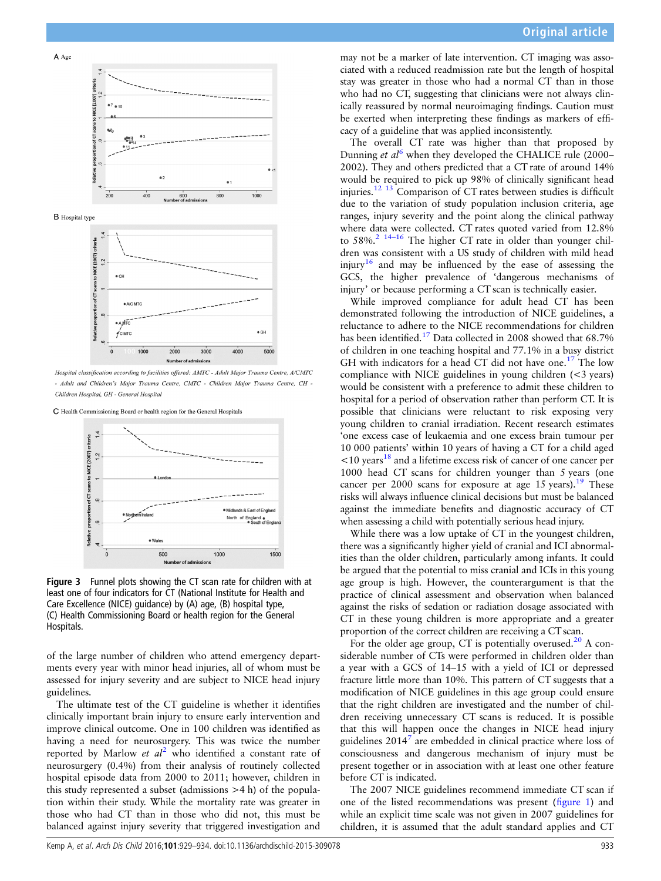A Age

B Hospital type

Hospital classification according to facilities offered: AMTC - Adult Major Trauma Centre, A/CMTC - Adult and Children's Major Trauma Centre, CMTC - Children Major Trauma Centre, CH - Children Hospital, GH - General Hospital

C Health Commissioning Board or health region for the General Hospitals

**Figure 3** Funnel plots showing the CT scan rate for children with at least one of four indicators for CT (National Institute for Health and Care Excellence (NICE) guidance) by (A) age, (B) hospital type, (C) Health Commissioning Board or health region for the General Hospitals.

of the large number of children who attend emergency departments every year with minor head injuries, all of whom must be assessed for injury severity and are subject to NICE head injury guidelines.

The ultimate test of the CT guideline is whether it identifies clinically important brain injury to ensure early intervention and improve clinical outcome. One in 100 children was identified as having a need for neurosurgery. This was twice the number reported by Marlow *et al*[2] who identified a constant rate of neurosurgery (0.4%) from their analysis of routinely collected hospital episode data from 2000 to 2011; however, children in this study represented a subset (admissions >4 h) of the population within their study. While the mortality rate was greater in those who had CT than in those who did not, this must be balanced against injury severity that triggered investigation and may not be a marker of late intervention. CT imaging was associated with a reduced readmission rate but the length of hospital stay was greater in those who had a normal CT than in those who had no CT, suggesting that clinicians were not always clinically reassured by normal neuroimaging findings. Caution must be exerted when interpreting these findings as markers of efficacy of a guideline that was applied inconsistently.

The overall CT rate was higher than that proposed by Dunning *et al*[6] when they developed the CHALICE rule (2000–2002). They and others predicted that a CT rate of around 14% would be required to pick up 98% of clinically significant head injuries.[12 13] Comparison of CT rates between studies is difficult due to the variation of study population inclusion criteria, age ranges, injury severity and the point along the clinical pathway where data were collected. CT rates quoted varied from 12.8% to 58%.[2 14–16] The higher CT rate in older than younger children was consistent with a US study of children with mild head injury[16] and may be influenced by the ease of assessing the GCS, the higher prevalence of 'dangerous mechanisms of injury' or because performing a CT scan is technically easier.

While improved compliance for adult head CT has been demonstrated following the introduction of NICE guidelines, a reluctance to adhere to the NICE recommendations for children has been identified.[17] Data collected in 2008 showed that 68.7% of children in one teaching hospital and 77.1% in a busy district GH with indicators for a head CT did not have one.[17] The low compliance with NICE guidelines in young children (<3 years) would be consistent with a preference to admit these children to hospital for a period of observation rather than perform CT. It is possible that clinicians were reluctant to risk exposing very young children to cranial irradiation. Recent research estimates 'one excess case of leukaemia and one excess brain tumour per 10 000 patients' within 10 years of having a CT for a child aged <10 years[18] and a lifetime excess risk of cancer of one cancer per 1000 head CT scans for children younger than 5 years (one cancer per 2000 scans for exposure at age 15 years).[19] These risks will always influence clinical decisions but must be balanced against the immediate benefits and diagnostic accuracy of CT when assessing a child with potentially serious head injury.

While there was a low uptake of CT in the youngest children, there was a significantly higher yield of cranial and ICI abnormalities than the older children, particularly among infants. It could be argued that the potential to miss cranial and ICIs in this young age group is high. However, the counterargument is that the practice of clinical assessment and observation when balanced against the risks of sedation or radiation dosage associated with CT in these young children is more appropriate and a greater proportion of the correct children are receiving a CT scan.

For the older age group, CT is potentially overused.[20] A considerable number of CTs were performed in children older than a year with a GCS of 14–15 with a yield of ICI or depressed fracture little more than 10%. This pattern of CT suggests that a modification of NICE guidelines in this age group could ensure that the right children are investigated and the number of children receiving unnecessary CT scans is reduced. It is possible that this will happen once the changes in NICE head injury guidelines 2014[7] are embedded in clinical practice where loss of consciousness and dangerous mechanism of injury must be present together or in association with at least one other feature before CT is indicated.

The 2007 NICE guidelines recommend immediate CT scan if one of the listed recommendations was present (figure 1) and while an explicit time scale was not given in 2007 guidelines for children, it is assumed that the adult standard applies and CT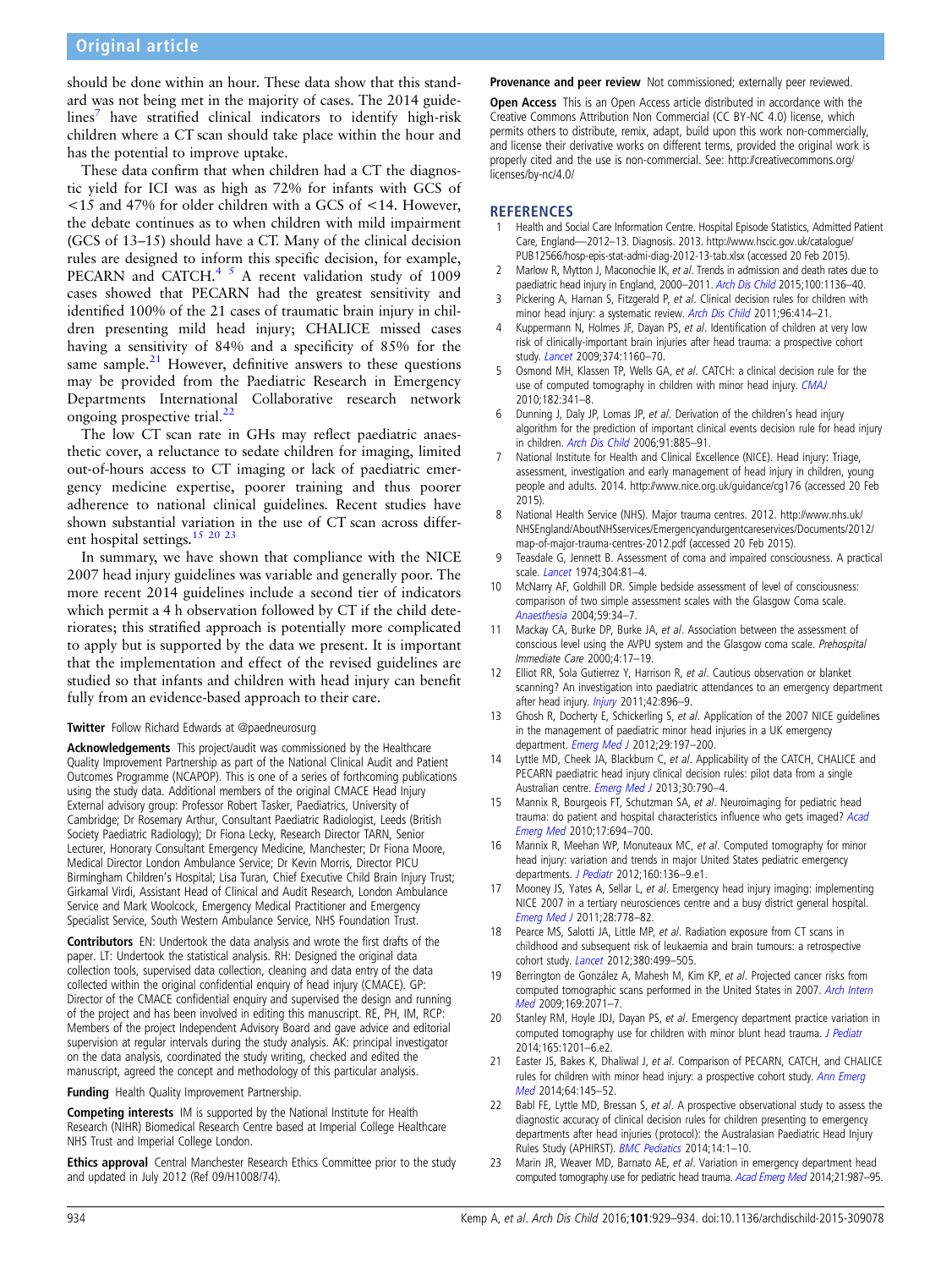should be done within an hour. These data show that this standard was not being met in the majority of cases. The 2014 guidelines[7] have stratified clinical indicators to identify high-risk children where a CT scan should take place within the hour and has the potential to improve uptake.

These data confirm that when children had a CT the diagnostic yield for ICI was as high as 72% for infants with GCS of <15 and 47% for older children with a GCS of <14. However, the debate continues as to when children with mild impairment (GCS of 13–15) should have a CT. Many of the clinical decision rules are designed to inform this specific decision, for example, PECARN and CATCH.[4 5] A recent validation study of 1009 cases showed that PECARN had the greatest sensitivity and identified 100% of the 21 cases of traumatic brain injury in children presenting mild head injury; CHALICE missed cases having a sensitivity of 84% and a specificity of 85% for the same sample.[21] However, definitive answers to these questions may be provided from the Paediatric Research in Emergency Departments International Collaborative research network ongoing prospective trial.[22]

The low CT scan rate in GHs may reflect paediatric anaesthetic cover, a reluctance to sedate children for imaging, limited out-of-hours access to CT imaging or lack of paediatric emergency medicine expertise, poorer training and thus poorer adherence to national clinical guidelines. Recent studies have shown substantial variation in the use of CT scan across different hospital settings.[15 20 23]

In summary, we have shown that compliance with the NICE 2007 head injury guidelines was variable and generally poor. The more recent 2014 guidelines include a second tier of indicators which permit a 4 h observation followed by CT if the child deteriorates; this stratified approach is potentially more complicated to apply but is supported by the data we present. It is important that the implementation and effect of the revised guidelines are studied so that infants and children with head injury can benefit fully from an evidence-based approach to their care.

**Twitter** Follow Richard Edwards at @paedneurosurg

**Acknowledgements** This project/audit was commissioned by the Healthcare Quality Improvement Partnership as part of the National Clinical Audit and Patient Outcomes Programme (NCAPOP). This is one of a series of forthcoming publications using the study data. Additional members of the original CMACE Head Injury External advisory group: Professor Robert Tasker, Paediatrics, University of Cambridge; Dr Rosemary Arthur, Consultant Paediatric Radiologist, Leeds (British Society Paediatric Radiology); Dr Fiona Lecky, Research Director TARN, Senior Lecturer, Honorary Consultant Emergency Medicine, Manchester; Dr Fiona Moore, Medical Director London Ambulance Service; Dr Kevin Morris, Director PICU Birmingham Children's Hospital; Lisa Turan, Chief Executive Child Brain Injury Trust; Girkamal Virdi, Assistant Head of Clinical and Audit Research, London Ambulance Service and Mark Woolcock, Emergency Medical Practitioner and Emergency Specialist Service, South Western Ambulance Service, NHS Foundation Trust.

**Contributors** EN: Undertook the data analysis and wrote the first drafts of the paper. LT: Undertook the statistical analysis. RH: Designed the original data collection tools, supervised data collection, cleaning and data entry of the data collected within the original confidential enquiry of head injury (CMACE). GP: Director of the CMACE confidential enquiry and supervised the design and running of the project and has been involved in editing this manuscript. RE, PH, IM, RCP: Members of the project Independent Advisory Board and gave advice and editorial supervision at regular intervals during the study analysis. AK: principal investigator on the data analysis, coordinated the study writing, checked and edited the manuscript, agreed the concept and methodology of this particular analysis.

**Funding** Health Quality Improvement Partnership.

**Competing interests** IM is supported by the National Institute for Health Research (NIHR) Biomedical Research Centre based at Imperial College Healthcare NHS Trust and Imperial College London.

**Ethics approval** Central Manchester Research Ethics Committee prior to the study and updated in July 2012 (Ref 09/H1008/74).

**Provenance and peer review** Not commissioned; externally peer reviewed.

**Open Access** This is an Open Access article distributed in accordance with the Creative Commons Attribution Non Commercial (CC BY-NC 4.0) license, which permits others to distribute, remix, adapt, build upon this work non-commercially, and license their derivative works on different terms, provided the original work is properly cited and the use is non-commercial. See: http://creativecommons.org/licenses/by-nc/4.0/

## REFERENCES

1. Health and Social Care Information Centre. Hospital Episode Statistics, Admitted Patient Care, England—2012–13. Diagnosis. 2013. http://www.hscic.gov.uk/catalogue/PUB12566/hosp-epis-stat-admi-diag-2012-13-tab.xlsx (accessed 20 Feb 2015).
2. Marlow R, Mytton J, Maconochie IK, *et al*. Trends in admission and death rates due to paediatric head injury in England, 2000–2011. *Arch Dis Child* 2015;100:1136–40.
3. Pickering A, Harnan S, Fitzgerald P, *et al*. Clinical decision rules for children with minor head injury: a systematic review. *Arch Dis Child* 2011;96:414–21.
4. Kuppermann N, Holmes JF, Dayan PS, *et al*. Identification of children at very low risk of clinically-important brain injuries after head trauma: a prospective cohort study. *Lancet* 2009;374:1160–70.
5. Osmond MH, Klassen TP, Wells GA, *et al*. CATCH: a clinical decision rule for the use of computed tomography in children with minor head injury. *CMAJ* 2010;182:341–8.
6. Dunning J, Daly JP, Lomas JP, *et al*. Derivation of the children's head injury algorithm for the prediction of important clinical events decision rule for head injury in children. *Arch Dis Child* 2006;91:885–91.
7. National Institute for Health and Clinical Excellence (NICE). Head injury: Triage, assessment, investigation and early management of head injury in children, young people and adults. 2014. http://www.nice.org.uk/guidance/cg176 (accessed 20 Feb 2015).
8. National Health Service (NHS). Major trauma centres. 2012. http://www.nhs.uk/NHSEngland/AboutNHSservices/Emergencyandurgentcareservices/Documents/2012/map-of-major-trauma-centres-2012.pdf (accessed 20 Feb 2015).
9. Teasdale G, Jennett B. Assessment of coma and impaired consciousness. A practical scale. *Lancet* 1974;304:81–4.
10. McNarry AF, Goldhill DR. Simple bedside assessment of level of consciousness: comparison of two simple assessment scales with the Glasgow Coma scale. *Anaesthesia* 2004;59:34–7.
11. Mackay CA, Burke DP, Burke JA, *et al*. Association between the assessment of conscious level using the AVPU system and the Glasgow coma scale. *Prehospital Immediate Care* 2000;4:17–19.
12. Elliot RR, Sola Gutierrez Y, Harrison R, *et al*. Cautious observation or blanket scanning? An investigation into paediatric attendances to an emergency department after head injury. *Injury* 2011;42:896–9.
13. Ghosh R, Docherty E, Schickerling S, *et al*. Application of the 2007 NICE guidelines in the management of paediatric minor head injuries in a UK emergency department. *Emerg Med J* 2012;29:197–200.
14. Lyttle MD, Cheek JA, Blackburn C, *et al*. Applicability of the CATCH, CHALICE and PECARN paediatric head injury clinical decision rules: pilot data from a single Australian centre. *Emerg Med J* 2013;30:790–4.
15. Mannix R, Bourgeois FT, Schutzman SA, *et al*. Neuroimaging for pediatric head trauma: do patient and hospital characteristics influence who gets imaged? *Acad Emerg Med* 2010;17:694–700.
16. Mannix R, Meehan WP, Monuteaux MC, *et al*. Computed tomography for minor head injury: variation and trends in major United States pediatric emergency departments. *J Pediatr* 2012;160:136–9.e1.
17. Mooney JS, Yates A, Sellar L, *et al*. Emergency head injury imaging: implementing NICE 2007 in a tertiary neurosciences centre and a busy district general hospital. *Emerg Med J* 2011;28:778–82.
18. Pearce MS, Salotti JA, Little MP, *et al*. Radiation exposure from CT scans in childhood and subsequent risk of leukaemia and brain tumours: a retrospective cohort study. *Lancet* 2012;380:499–505.
19. Berrington de González A, Mahesh M, Kim KP, *et al*. Projected cancer risks from computed tomographic scans performed in the United States in 2007. *Arch Intern Med* 2009;169:2071–7.
20. Stanley RM, Hoyle JDJ, Dayan PS, *et al*. Emergency department practice variation in computed tomography use for children with minor blunt head trauma. *J Pediatr* 2014;165:1201–6.e2.
21. Easter JS, Bakes K, Dhaliwal J, *et al*. Comparison of PECARN, CATCH, and CHALICE rules for children with minor head injury: a prospective cohort study. *Ann Emerg Med* 2014;64:145–52.
22. Babl FE, Lyttle MD, Bressan S, *et al*. A prospective observational study to assess the diagnostic accuracy of clinical decision rules for children presenting to emergency departments after head injuries (protocol): the Australasian Paediatric Head Injury Rules Study (APHIRST). *BMC Pediatrics* 2014;14:1–10.
23. Marin JR, Weaver MD, Barnato AE, *et al*. Variation in emergency department head computed tomography use for pediatric head trauma. *Acad Emerg Med* 2014;21:987–95.